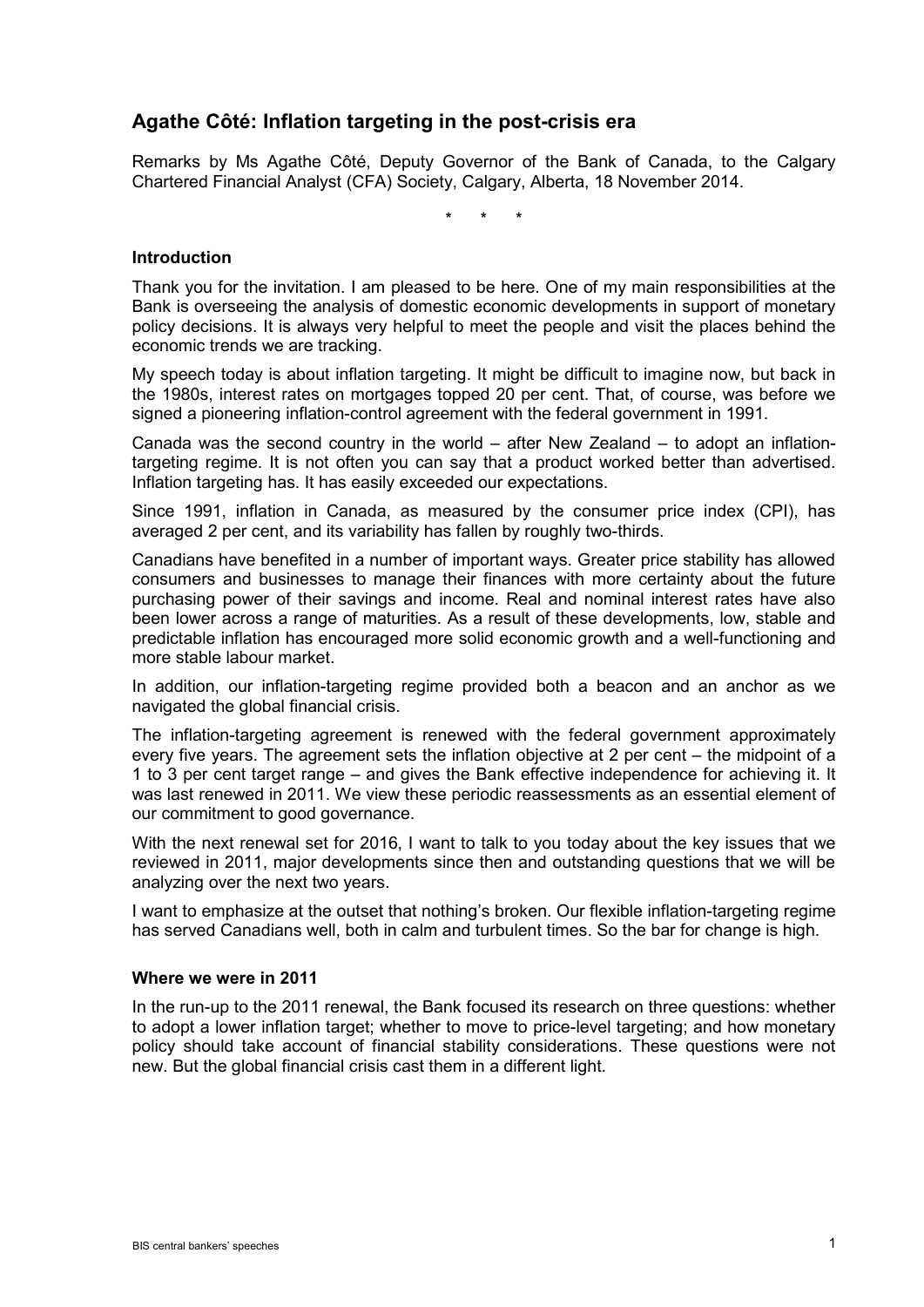# Agathe Côté: Inflation targeting in the post-crisis era

Remarks by Ms Agathe Côté, Deputy Governor of the Bank of Canada, to the Calgary Chartered Financial Analyst (CFA) Society, Calgary, Alberta, 18 November 2014.

\* \* \*

### Introduction

Thank you for the invitation. I am pleased to be here. One of my main responsibilities at the Bank is overseeing the analysis of domestic economic developments in support of monetary policy decisions. It is always very helpful to meet the people and visit the places behind the economic trends we are tracking.

My speech today is about inflation targeting. It might be difficult to imagine now, but back in the 1980s, interest rates on mortgages topped 20 per cent. That, of course, was before we signed a pioneering inflation-control agreement with the federal government in 1991.

Canada was the second country in the world – after New Zealand – to adopt an inflation-targeting regime. It is not often you can say that a product worked better than advertised. Inflation targeting has. It has easily exceeded our expectations.

Since 1991, inflation in Canada, as measured by the consumer price index (CPI), has averaged 2 per cent, and its variability has fallen by roughly two-thirds.

Canadians have benefited in a number of important ways. Greater price stability has allowed consumers and businesses to manage their finances with more certainty about the future purchasing power of their savings and income. Real and nominal interest rates have also been lower across a range of maturities. As a result of these developments, low, stable and predictable inflation has encouraged more solid economic growth and a well-functioning and more stable labour market.

In addition, our inflation-targeting regime provided both a beacon and an anchor as we navigated the global financial crisis.

The inflation-targeting agreement is renewed with the federal government approximately every five years. The agreement sets the inflation objective at 2 per cent – the midpoint of a 1 to 3 per cent target range – and gives the Bank effective independence for achieving it. It was last renewed in 2011. We view these periodic reassessments as an essential element of our commitment to good governance.

With the next renewal set for 2016, I want to talk to you today about the key issues that we reviewed in 2011, major developments since then and outstanding questions that we will be analyzing over the next two years.

I want to emphasize at the outset that nothing's broken. Our flexible inflation-targeting regime has served Canadians well, both in calm and turbulent times. So the bar for change is high.

### Where we were in 2011

In the run-up to the 2011 renewal, the Bank focused its research on three questions: whether to adopt a lower inflation target; whether to move to price-level targeting; and how monetary policy should take account of financial stability considerations. These questions were not new. But the global financial crisis cast them in a different light.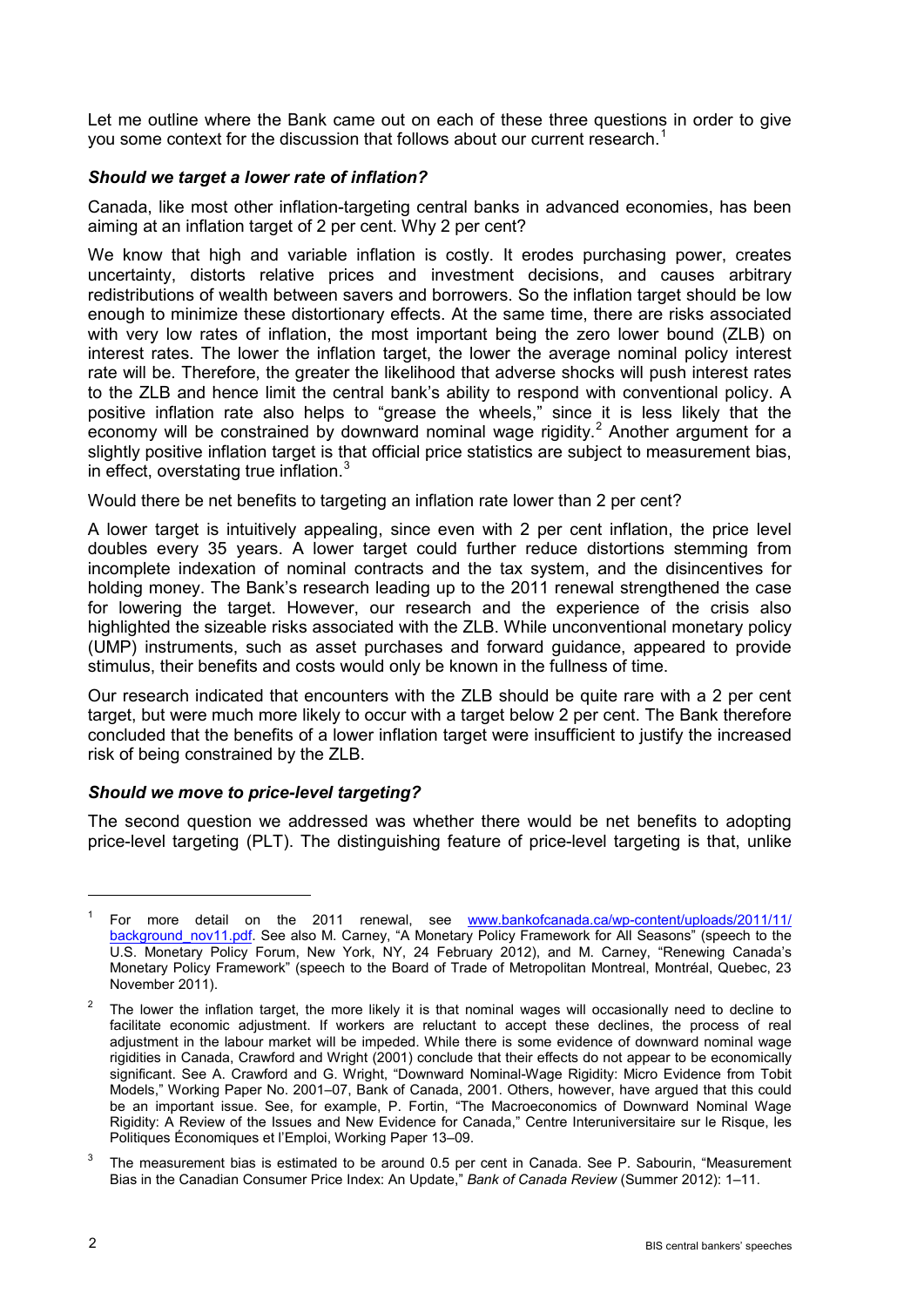Let me outline where the Bank came out on each of these three questions in order to give you some context for the discussion that follows about our current research.[1]

### *Should we target a lower rate of inflation?*

Canada, like most other inflation-targeting central banks in advanced economies, has been aiming at an inflation target of 2 per cent. Why 2 per cent?

We know that high and variable inflation is costly. It erodes purchasing power, creates uncertainty, distorts relative prices and investment decisions, and causes arbitrary redistributions of wealth between savers and borrowers. So the inflation target should be low enough to minimize these distortionary effects. At the same time, there are risks associated with very low rates of inflation, the most important being the zero lower bound (ZLB) on interest rates. The lower the inflation target, the lower the average nominal policy interest rate will be. Therefore, the greater the likelihood that adverse shocks will push interest rates to the ZLB and hence limit the central bank's ability to respond with conventional policy. A positive inflation rate also helps to "grease the wheels," since it is less likely that the economy will be constrained by downward nominal wage rigidity.[2] Another argument for a slightly positive inflation target is that official price statistics are subject to measurement bias, in effect, overstating true inflation.[3]

Would there be net benefits to targeting an inflation rate lower than 2 per cent?

A lower target is intuitively appealing, since even with 2 per cent inflation, the price level doubles every 35 years. A lower target could further reduce distortions stemming from incomplete indexation of nominal contracts and the tax system, and the disincentives for holding money. The Bank's research leading up to the 2011 renewal strengthened the case for lowering the target. However, our research and the experience of the crisis also highlighted the sizeable risks associated with the ZLB. While unconventional monetary policy (UMP) instruments, such as asset purchases and forward guidance, appeared to provide stimulus, their benefits and costs would only be known in the fullness of time.

Our research indicated that encounters with the ZLB should be quite rare with a 2 per cent target, but were much more likely to occur with a target below 2 per cent. The Bank therefore concluded that the benefits of a lower inflation target were insufficient to justify the increased risk of being constrained by the ZLB.

### *Should we move to price-level targeting?*

The second question we addressed was whether there would be net benefits to adopting price-level targeting (PLT). The distinguishing feature of price-level targeting is that, unlike

---

[1] For more detail on the 2011 renewal, see www.bankofcanada.ca/wp-content/uploads/2011/11/background_nov11.pdf. See also M. Carney, "A Monetary Policy Framework for All Seasons" (speech to the U.S. Monetary Policy Forum, New York, NY, 24 February 2012), and M. Carney, "Renewing Canada's Monetary Policy Framework" (speech to the Board of Trade of Metropolitan Montreal, Montréal, Quebec, 23 November 2011).

[2] The lower the inflation target, the more likely it is that nominal wages will occasionally need to decline to facilitate economic adjustment. If workers are reluctant to accept these declines, the process of real adjustment in the labour market will be impeded. While there is some evidence of downward nominal wage rigidities in Canada, Crawford and Wright (2001) conclude that their effects do not appear to be economically significant. See A. Crawford and G. Wright, "Downward Nominal-Wage Rigidity: Micro Evidence from Tobit Models," Working Paper No. 2001–07, Bank of Canada, 2001. Others, however, have argued that this could be an important issue. See, for example, P. Fortin, "The Macroeconomics of Downward Nominal Wage Rigidity: A Review of the Issues and New Evidence for Canada," Centre Interuniversitaire sur le Risque, les Politiques Économiques et l'Emploi, Working Paper 13–09.

[3] The measurement bias is estimated to be around 0.5 per cent in Canada. See P. Sabourin, "Measurement Bias in the Canadian Consumer Price Index: An Update," *Bank of Canada Review* (Summer 2012): 1–11.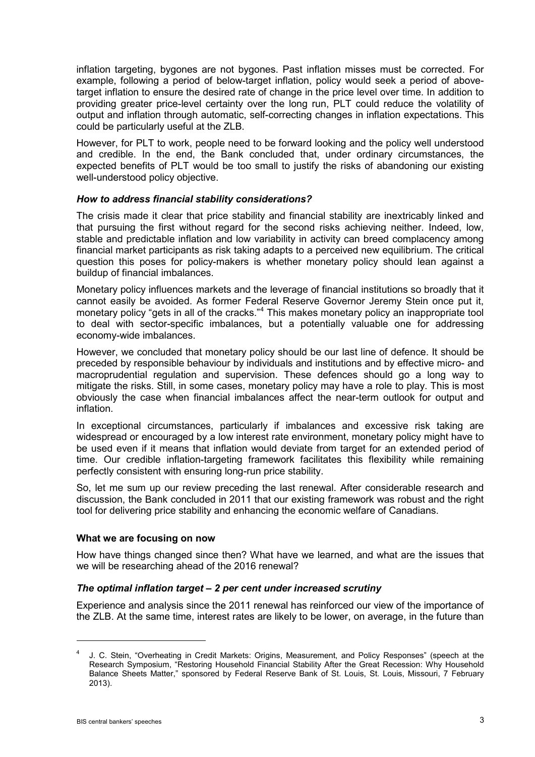inflation targeting, bygones are not bygones. Past inflation misses must be corrected. For example, following a period of below-target inflation, policy would seek a period of above-target inflation to ensure the desired rate of change in the price level over time. In addition to providing greater price-level certainty over the long run, PLT could reduce the volatility of output and inflation through automatic, self-correcting changes in inflation expectations. This could be particularly useful at the ZLB.

However, for PLT to work, people need to be forward looking and the policy well understood and credible. In the end, the Bank concluded that, under ordinary circumstances, the expected benefits of PLT would be too small to justify the risks of abandoning our existing well-understood policy objective.

### *How to address financial stability considerations?*

The crisis made it clear that price stability and financial stability are inextricably linked and that pursuing the first without regard for the second risks achieving neither. Indeed, low, stable and predictable inflation and low variability in activity can breed complacency among financial market participants as risk taking adapts to a perceived new equilibrium. The critical question this poses for policy-makers is whether monetary policy should lean against a buildup of financial imbalances.

Monetary policy influences markets and the leverage of financial institutions so broadly that it cannot easily be avoided. As former Federal Reserve Governor Jeremy Stein once put it, monetary policy "gets in all of the cracks."[4] This makes monetary policy an inappropriate tool to deal with sector-specific imbalances, but a potentially valuable one for addressing economy-wide imbalances.

However, we concluded that monetary policy should be our last line of defence. It should be preceded by responsible behaviour by individuals and institutions and by effective micro- and macroprudential regulation and supervision. These defences should go a long way to mitigate the risks. Still, in some cases, monetary policy may have a role to play. This is most obviously the case when financial imbalances affect the near-term outlook for output and inflation.

In exceptional circumstances, particularly if imbalances and excessive risk taking are widespread or encouraged by a low interest rate environment, monetary policy might have to be used even if it means that inflation would deviate from target for an extended period of time. Our credible inflation-targeting framework facilitates this flexibility while remaining perfectly consistent with ensuring long-run price stability.

So, let me sum up our review preceding the last renewal. After considerable research and discussion, the Bank concluded in 2011 that our existing framework was robust and the right tool for delivering price stability and enhancing the economic welfare of Canadians.

## What we are focusing on now

How have things changed since then? What have we learned, and what are the issues that we will be researching ahead of the 2016 renewal?

### *The optimal inflation target – 2 per cent under increased scrutiny*

Experience and analysis since the 2011 renewal has reinforced our view of the importance of the ZLB. At the same time, interest rates are likely to be lower, on average, in the future than

---

[4] J. C. Stein, "Overheating in Credit Markets: Origins, Measurement, and Policy Responses" (speech at the Research Symposium, "Restoring Household Financial Stability After the Great Recession: Why Household Balance Sheets Matter," sponsored by Federal Reserve Bank of St. Louis, St. Louis, Missouri, 7 February 2013).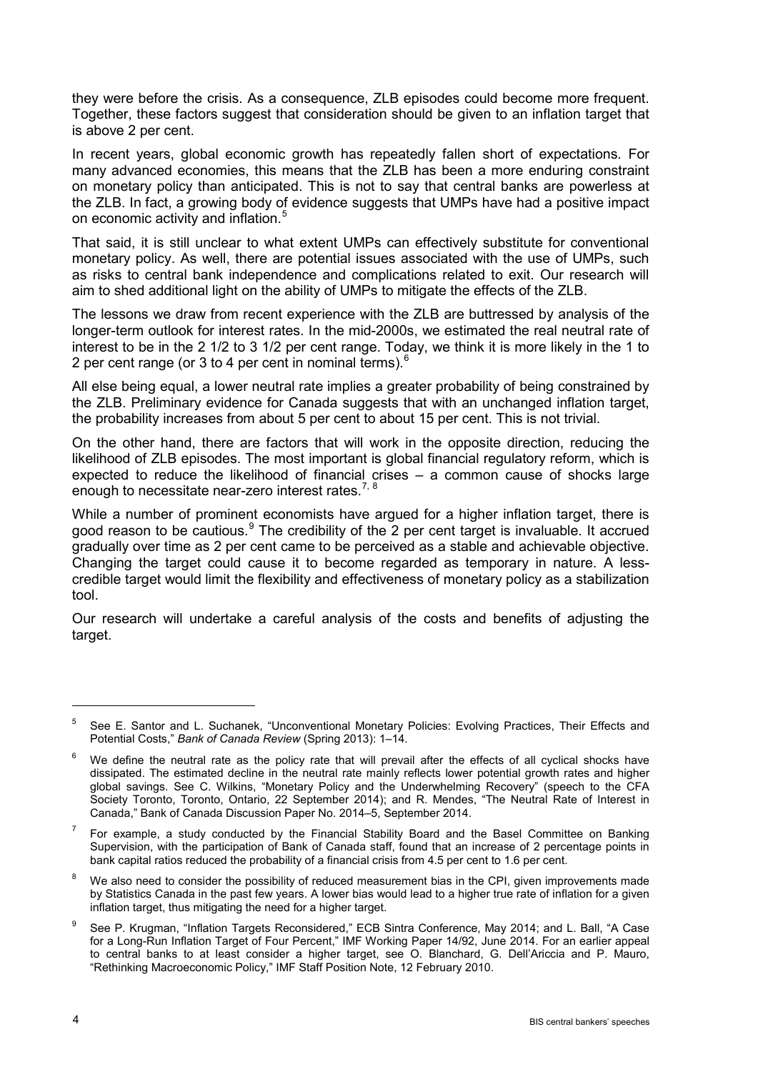they were before the crisis. As a consequence, ZLB episodes could become more frequent. Together, these factors suggest that consideration should be given to an inflation target that is above 2 per cent.

In recent years, global economic growth has repeatedly fallen short of expectations. For many advanced economies, this means that the ZLB has been a more enduring constraint on monetary policy than anticipated. This is not to say that central banks are powerless at the ZLB. In fact, a growing body of evidence suggests that UMPs have had a positive impact on economic activity and inflation.[5]

That said, it is still unclear to what extent UMPs can effectively substitute for conventional monetary policy. As well, there are potential issues associated with the use of UMPs, such as risks to central bank independence and complications related to exit. Our research will aim to shed additional light on the ability of UMPs to mitigate the effects of the ZLB.

The lessons we draw from recent experience with the ZLB are buttressed by analysis of the longer-term outlook for interest rates. In the mid-2000s, we estimated the real neutral rate of interest to be in the 2 1/2 to 3 1/2 per cent range. Today, we think it is more likely in the 1 to 2 per cent range (or 3 to 4 per cent in nominal terms).[6]

All else being equal, a lower neutral rate implies a greater probability of being constrained by the ZLB. Preliminary evidence for Canada suggests that with an unchanged inflation target, the probability increases from about 5 per cent to about 15 per cent. This is not trivial.

On the other hand, there are factors that will work in the opposite direction, reducing the likelihood of ZLB episodes. The most important is global financial regulatory reform, which is expected to reduce the likelihood of financial crises – a common cause of shocks large enough to necessitate near-zero interest rates.[7, 8]

While a number of prominent economists have argued for a higher inflation target, there is good reason to be cautious.[9] The credibility of the 2 per cent target is invaluable. It accrued gradually over time as 2 per cent came to be perceived as a stable and achievable objective. Changing the target could cause it to become regarded as temporary in nature. A less-credible target would limit the flexibility and effectiveness of monetary policy as a stabilization tool.

Our research will undertake a careful analysis of the costs and benefits of adjusting the target.

---

[5] See E. Santor and L. Suchanek, "Unconventional Monetary Policies: Evolving Practices, Their Effects and Potential Costs," *Bank of Canada Review* (Spring 2013): 1–14.

[6] We define the neutral rate as the policy rate that will prevail after the effects of all cyclical shocks have dissipated. The estimated decline in the neutral rate mainly reflects lower potential growth rates and higher global savings. See C. Wilkins, "Monetary Policy and the Underwhelming Recovery" (speech to the CFA Society Toronto, Toronto, Ontario, 22 September 2014); and R. Mendes, "The Neutral Rate of Interest in Canada," Bank of Canada Discussion Paper No. 2014–5, September 2014.

[7] For example, a study conducted by the Financial Stability Board and the Basel Committee on Banking Supervision, with the participation of Bank of Canada staff, found that an increase of 2 percentage points in bank capital ratios reduced the probability of a financial crisis from 4.5 per cent to 1.6 per cent.

[8] We also need to consider the possibility of reduced measurement bias in the CPI, given improvements made by Statistics Canada in the past few years. A lower bias would lead to a higher true rate of inflation for a given inflation target, thus mitigating the need for a higher target.

[9] See P. Krugman, "Inflation Targets Reconsidered," ECB Sintra Conference, May 2014; and L. Ball, "A Case for a Long-Run Inflation Target of Four Percent," IMF Working Paper 14/92, June 2014. For an earlier appeal to central banks to at least consider a higher target, see O. Blanchard, G. Dell'Ariccia and P. Mauro, "Rethinking Macroeconomic Policy," IMF Staff Position Note, 12 February 2010.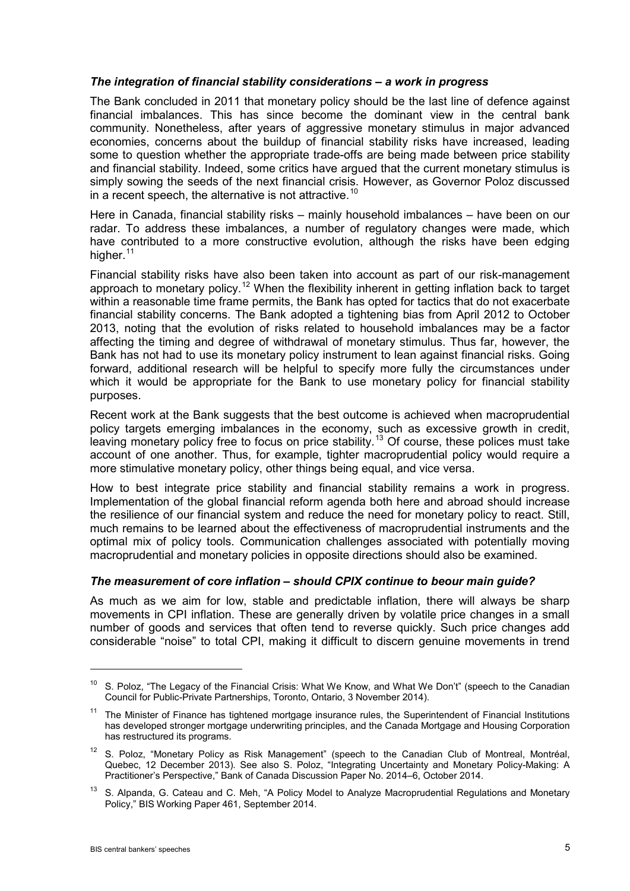### *The integration of financial stability considerations – a work in progress*

The Bank concluded in 2011 that monetary policy should be the last line of defence against financial imbalances. This has since become the dominant view in the central bank community. Nonetheless, after years of aggressive monetary stimulus in major advanced economies, concerns about the buildup of financial stability risks have increased, leading some to question whether the appropriate trade-offs are being made between price stability and financial stability. Indeed, some critics have argued that the current monetary stimulus is simply sowing the seeds of the next financial crisis. However, as Governor Poloz discussed in a recent speech, the alternative is not attractive.[10]

Here in Canada, financial stability risks – mainly household imbalances – have been on our radar. To address these imbalances, a number of regulatory changes were made, which have contributed to a more constructive evolution, although the risks have been edging higher.[11]

Financial stability risks have also been taken into account as part of our risk-management approach to monetary policy.[12] When the flexibility inherent in getting inflation back to target within a reasonable time frame permits, the Bank has opted for tactics that do not exacerbate financial stability concerns. The Bank adopted a tightening bias from April 2012 to October 2013, noting that the evolution of risks related to household imbalances may be a factor affecting the timing and degree of withdrawal of monetary stimulus. Thus far, however, the Bank has not had to use its monetary policy instrument to lean against financial risks. Going forward, additional research will be helpful to specify more fully the circumstances under which it would be appropriate for the Bank to use monetary policy for financial stability purposes.

Recent work at the Bank suggests that the best outcome is achieved when macroprudential policy targets emerging imbalances in the economy, such as excessive growth in credit, leaving monetary policy free to focus on price stability.[13] Of course, these polices must take account of one another. Thus, for example, tighter macroprudential policy would require a more stimulative monetary policy, other things being equal, and vice versa.

How to best integrate price stability and financial stability remains a work in progress. Implementation of the global financial reform agenda both here and abroad should increase the resilience of our financial system and reduce the need for monetary policy to react. Still, much remains to be learned about the effectiveness of macroprudential instruments and the optimal mix of policy tools. Communication challenges associated with potentially moving macroprudential and monetary policies in opposite directions should also be examined.

### *The measurement of core inflation – should CPIX continue to beour main guide?*

As much as we aim for low, stable and predictable inflation, there will always be sharp movements in CPI inflation. These are generally driven by volatile price changes in a small number of goods and services that often tend to reverse quickly. Such price changes add considerable "noise" to total CPI, making it difficult to discern genuine movements in trend

---

[10] S. Poloz, "The Legacy of the Financial Crisis: What We Know, and What We Don't" (speech to the Canadian Council for Public-Private Partnerships, Toronto, Ontario, 3 November 2014).

[11] The Minister of Finance has tightened mortgage insurance rules, the Superintendent of Financial Institutions has developed stronger mortgage underwriting principles, and the Canada Mortgage and Housing Corporation has restructured its programs.

[12] S. Poloz, "Monetary Policy as Risk Management" (speech to the Canadian Club of Montreal, Montréal, Quebec, 12 December 2013). See also S. Poloz, "Integrating Uncertainty and Monetary Policy-Making: A Practitioner's Perspective," Bank of Canada Discussion Paper No. 2014–6, October 2014.

[13] S. Alpanda, G. Cateau and C. Meh, "A Policy Model to Analyze Macroprudential Regulations and Monetary Policy," BIS Working Paper 461, September 2014.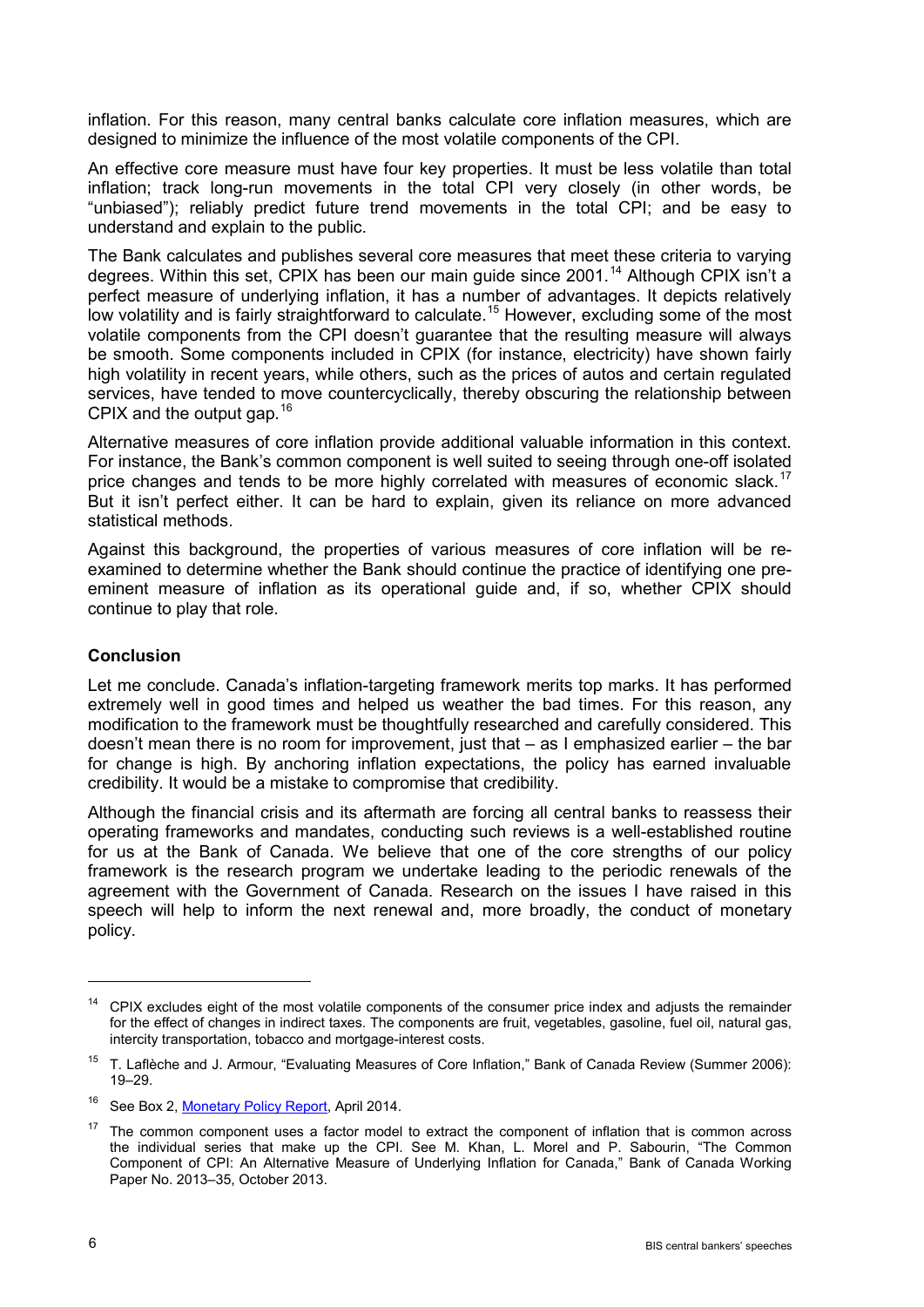inflation. For this reason, many central banks calculate core inflation measures, which are designed to minimize the influence of the most volatile components of the CPI.

An effective core measure must have four key properties. It must be less volatile than total inflation; track long-run movements in the total CPI very closely (in other words, be "unbiased"); reliably predict future trend movements in the total CPI; and be easy to understand and explain to the public.

The Bank calculates and publishes several core measures that meet these criteria to varying degrees. Within this set, CPIX has been our main guide since 2001.[14] Although CPIX isn't a perfect measure of underlying inflation, it has a number of advantages. It depicts relatively low volatility and is fairly straightforward to calculate.[15] However, excluding some of the most volatile components from the CPI doesn't guarantee that the resulting measure will always be smooth. Some components included in CPIX (for instance, electricity) have shown fairly high volatility in recent years, while others, such as the prices of autos and certain regulated services, have tended to move countercyclically, thereby obscuring the relationship between CPIX and the output gap.[16]

Alternative measures of core inflation provide additional valuable information in this context. For instance, the Bank's common component is well suited to seeing through one-off isolated price changes and tends to be more highly correlated with measures of economic slack.[17] But it isn't perfect either. It can be hard to explain, given its reliance on more advanced statistical methods.

Against this background, the properties of various measures of core inflation will be re-examined to determine whether the Bank should continue the practice of identifying one pre-eminent measure of inflation as its operational guide and, if so, whether CPIX should continue to play that role.

### Conclusion

Let me conclude. Canada's inflation-targeting framework merits top marks. It has performed extremely well in good times and helped us weather the bad times. For this reason, any modification to the framework must be thoughtfully researched and carefully considered. This doesn't mean there is no room for improvement, just that – as I emphasized earlier – the bar for change is high. By anchoring inflation expectations, the policy has earned invaluable credibility. It would be a mistake to compromise that credibility.

Although the financial crisis and its aftermath are forcing all central banks to reassess their operating frameworks and mandates, conducting such reviews is a well-established routine for us at the Bank of Canada. We believe that one of the core strengths of our policy framework is the research program we undertake leading to the periodic renewals of the agreement with the Government of Canada. Research on the issues I have raised in this speech will help to inform the next renewal and, more broadly, the conduct of monetary policy.

---

[14] CPIX excludes eight of the most volatile components of the consumer price index and adjusts the remainder for the effect of changes in indirect taxes. The components are fruit, vegetables, gasoline, fuel oil, natural gas, intercity transportation, tobacco and mortgage-interest costs.

[15] T. Laflèche and J. Armour, "Evaluating Measures of Core Inflation," Bank of Canada Review (Summer 2006): 19–29.

[16] See Box 2, Monetary Policy Report, April 2014.

[17] The common component uses a factor model to extract the component of inflation that is common across the individual series that make up the CPI. See M. Khan, L. Morel and P. Sabourin, "The Common Component of CPI: An Alternative Measure of Underlying Inflation for Canada," Bank of Canada Working Paper No. 2013–35, October 2013.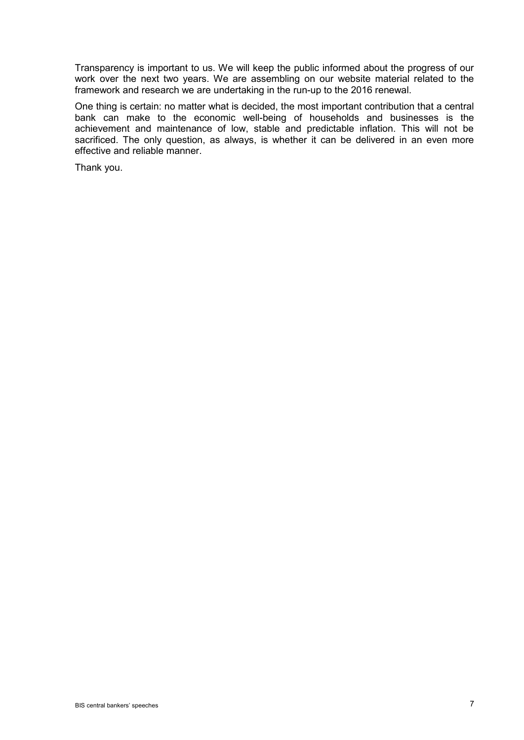Transparency is important to us. We will keep the public informed about the progress of our work over the next two years. We are assembling on our website material related to the framework and research we are undertaking in the run-up to the 2016 renewal.

One thing is certain: no matter what is decided, the most important contribution that a central bank can make to the economic well-being of households and businesses is the achievement and maintenance of low, stable and predictable inflation. This will not be sacrificed. The only question, as always, is whether it can be delivered in an even more effective and reliable manner.

Thank you.